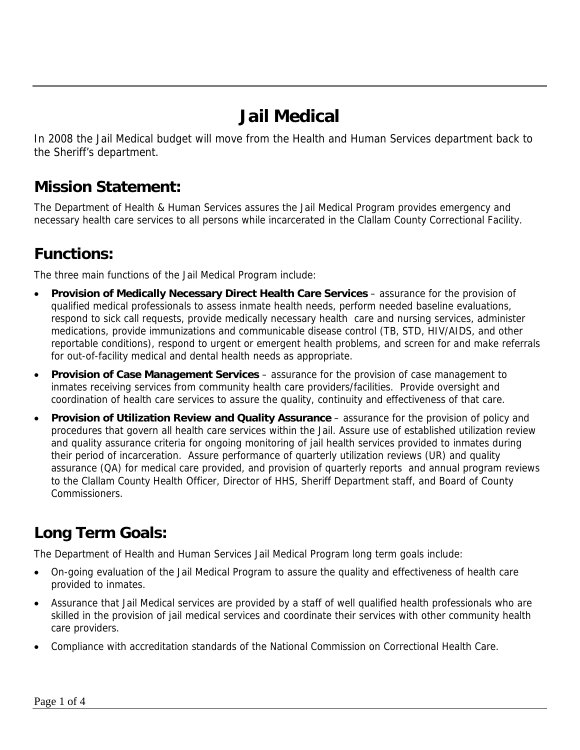# Jail Medical

In 2008 the Jail Medical budget will move from the Health and Human Services department back to the Sheriff's department.

## Mission Statement:

The Department of Health & Human Services assures the Jail Medical Program provides emergency and necessary health care services to all persons while incarcerated in the Clallam County Correctional Facility.

## Functions:

The three main functions of the Jail Medical Program include:

- **Provision of Medically Necessary Direct Health Care Services** – assurance for the provision of qualified medical professionals to assess inmate health needs, perform needed baseline evaluations, respond to sick call requests, provide medically necessary health care and nursing services, administer medications, provide immunizations and communicable disease control (TB, STD, HIV/AIDS, and other reportable conditions), respond to urgent or emergent health problems, and screen for and make referrals for out-of-facility medical and dental health needs as appropriate.
- **Provision of Case Management Services** – assurance for the provision of case management to inmates receiving services from community health care providers/facilities. Provide oversight and coordination of health care services to assure the quality, continuity and effectiveness of that care.
- **Provision of Utilization Review and Quality Assurance** – assurance for the provision of policy and procedures that govern all health care services within the Jail. Assure use of established utilization review and quality assurance criteria for ongoing monitoring of jail health services provided to inmates during their period of incarceration. Assure performance of quarterly utilization reviews (UR) and quality assurance (QA) for medical care provided, and provision of quarterly reports and annual program reviews to the Clallam County Health Officer, Director of HHS, Sheriff Department staff, and Board of County Commissioners.

## Long Term Goals:

The Department of Health and Human Services Jail Medical Program long term goals include:

- On-going evaluation of the Jail Medical Program to assure the quality and effectiveness of health care provided to inmates.
- Assurance that Jail Medical services are provided by a staff of well qualified health professionals who are skilled in the provision of jail medical services and coordinate their services with other community health care providers.
- Compliance with accreditation standards of the National Commission on Correctional Health Care.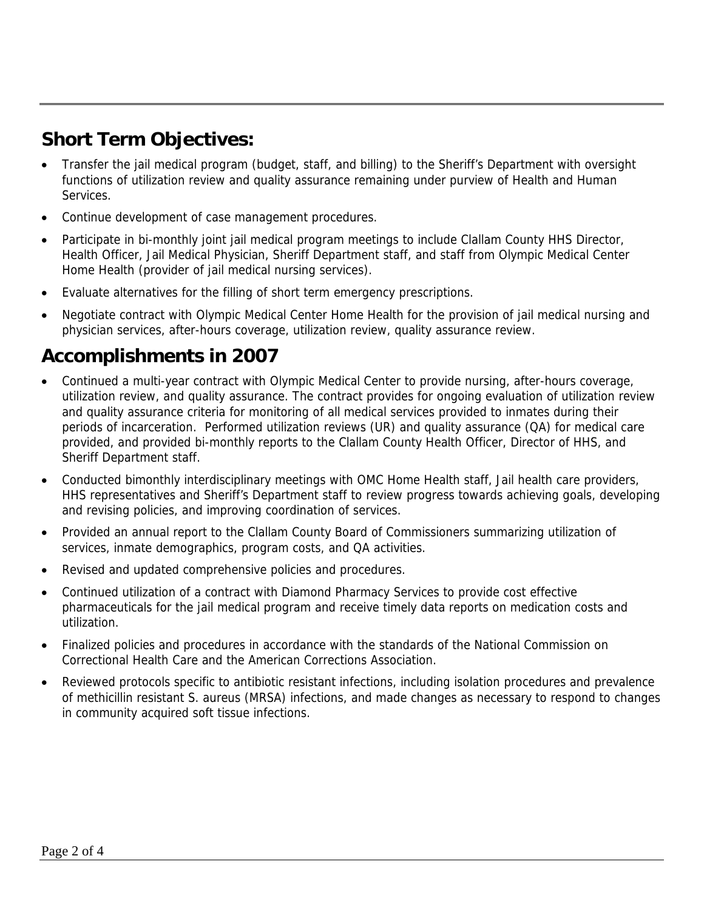## Short Term Objectives:

- Transfer the jail medical program (budget, staff, and billing) to the Sheriff's Department with oversight functions of utilization review and quality assurance remaining under purview of Health and Human Services.
- Continue development of case management procedures.
- Participate in bi-monthly joint jail medical program meetings to include Clallam County HHS Director, Health Officer, Jail Medical Physician, Sheriff Department staff, and staff from Olympic Medical Center Home Health (provider of jail medical nursing services).
- Evaluate alternatives for the filling of short term emergency prescriptions.
- Negotiate contract with Olympic Medical Center Home Health for the provision of jail medical nursing and physician services, after-hours coverage, utilization review, quality assurance review.

## Accomplishments in 2007

- Continued a multi-year contract with Olympic Medical Center to provide nursing, after-hours coverage, utilization review, and quality assurance. The contract provides for ongoing evaluation of utilization review and quality assurance criteria for monitoring of all medical services provided to inmates during their periods of incarceration. Performed utilization reviews (UR) and quality assurance (QA) for medical care provided, and provided bi-monthly reports to the Clallam County Health Officer, Director of HHS, and Sheriff Department staff.
- Conducted bimonthly interdisciplinary meetings with OMC Home Health staff, Jail health care providers, HHS representatives and Sheriff's Department staff to review progress towards achieving goals, developing and revising policies, and improving coordination of services.
- Provided an annual report to the Clallam County Board of Commissioners summarizing utilization of services, inmate demographics, program costs, and QA activities.
- Revised and updated comprehensive policies and procedures.
- Continued utilization of a contract with Diamond Pharmacy Services to provide cost effective pharmaceuticals for the jail medical program and receive timely data reports on medication costs and utilization.
- Finalized policies and procedures in accordance with the standards of the National Commission on Correctional Health Care and the American Corrections Association.
- Reviewed protocols specific to antibiotic resistant infections, including isolation procedures and prevalence of methicillin resistant S. aureus (MRSA) infections, and made changes as necessary to respond to changes in community acquired soft tissue infections.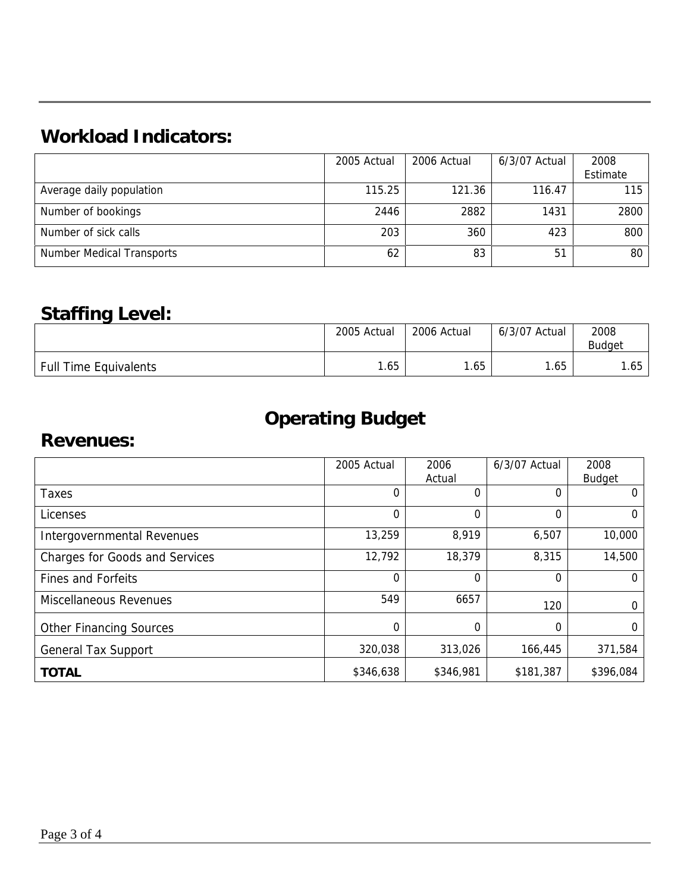## Workload Indicators:

| | 2005 Actual | 2006 Actual | 6/3/07 Actual | 2008 Estimate |
|---|---|---|---|---|
| Average daily population | 115.25 | 121.36 | 116.47 | 115 |
| Number of bookings | 2446 | 2882 | 1431 | 2800 |
| Number of sick calls | 203 | 360 | 423 | 800 |
| Number Medical Transports | 62 | 83 | 51 | 80 |

## Staffing Level:

| | 2005 Actual | 2006 Actual | 6/3/07 Actual | 2008 Budget |
|---|---|---|---|---|
| Full Time Equivalents | 1.65 | 1.65 | 1.65 | 1.65 |

# Operating Budget

## Revenues:

| | 2005 Actual | 2006 Actual | 6/3/07 Actual | 2008 Budget |
|---|---|---|---|---|
| Taxes | 0 | 0 | 0 | 0 |
| Licenses | 0 | 0 | 0 | 0 |
| Intergovernmental Revenues | 13,259 | 8,919 | 6,507 | 10,000 |
| Charges for Goods and Services | 12,792 | 18,379 | 8,315 | 14,500 |
| Fines and Forfeits | 0 | 0 | 0 | 0 |
| Miscellaneous Revenues | 549 | 6657 | 120 | 0 |
| Other Financing Sources | 0 | 0 | 0 | 0 |
| General Tax Support | 320,038 | 313,026 | 166,445 | 371,584 |
| **TOTAL** | $346,638 | $346,981 | $181,387 | $396,084 |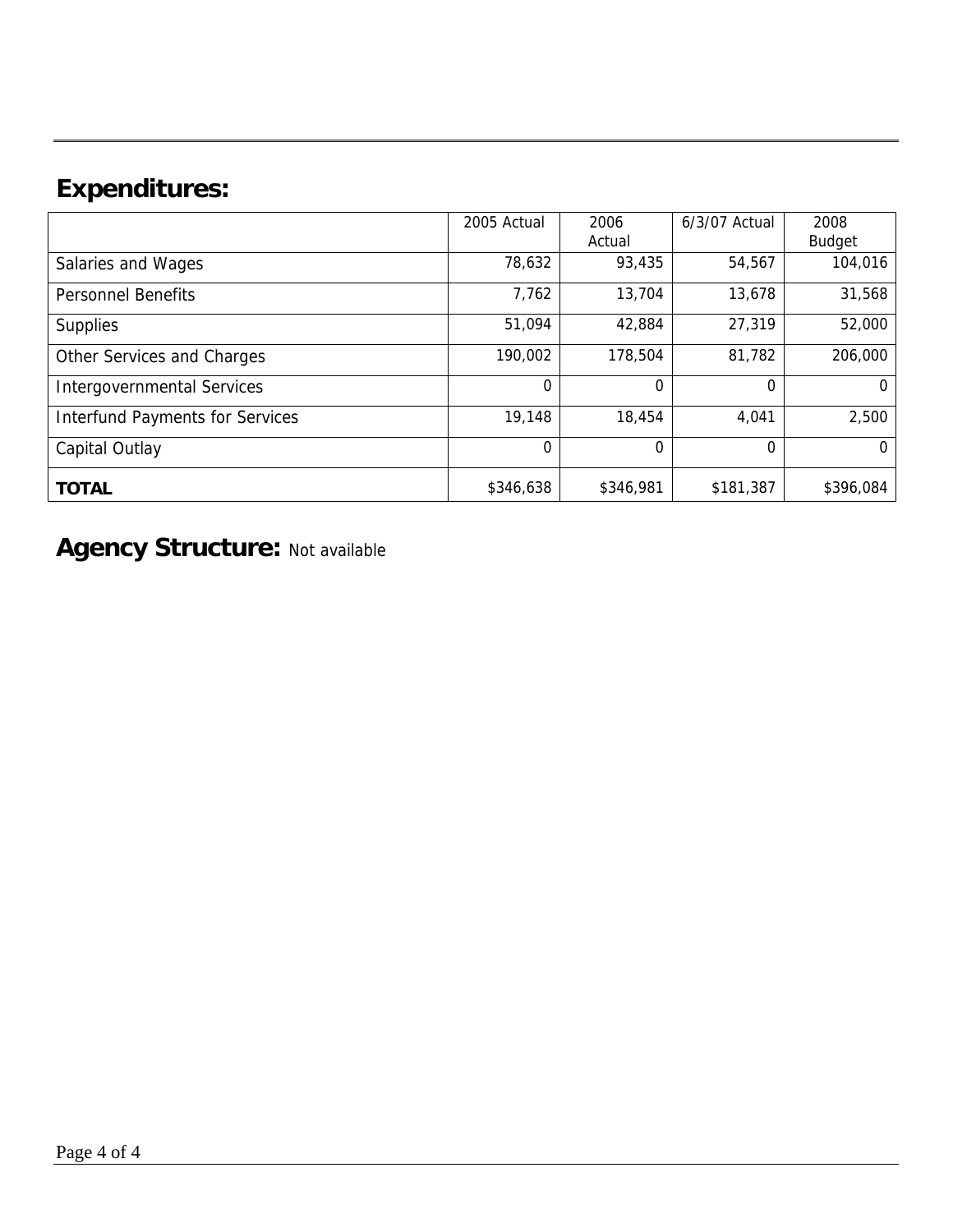## Expenditures:

| | 2005 Actual | 2006 Actual | 6/3/07 Actual | 2008 Budget |
|---|---|---|---|---|
| Salaries and Wages | 78,632 | 93,435 | 54,567 | 104,016 |
| Personnel Benefits | 7,762 | 13,704 | 13,678 | 31,568 |
| Supplies | 51,094 | 42,884 | 27,319 | 52,000 |
| Other Services and Charges | 190,002 | 178,504 | 81,782 | 206,000 |
| Intergovernmental Services | 0 | 0 | 0 | 0 |
| Interfund Payments for Services | 19,148 | 18,454 | 4,041 | 2,500 |
| Capital Outlay | 0 | 0 | 0 | 0 |
| **TOTAL** | $346,638 | $346,981 | $181,387 | $396,084 |

## Agency Structure: Not available